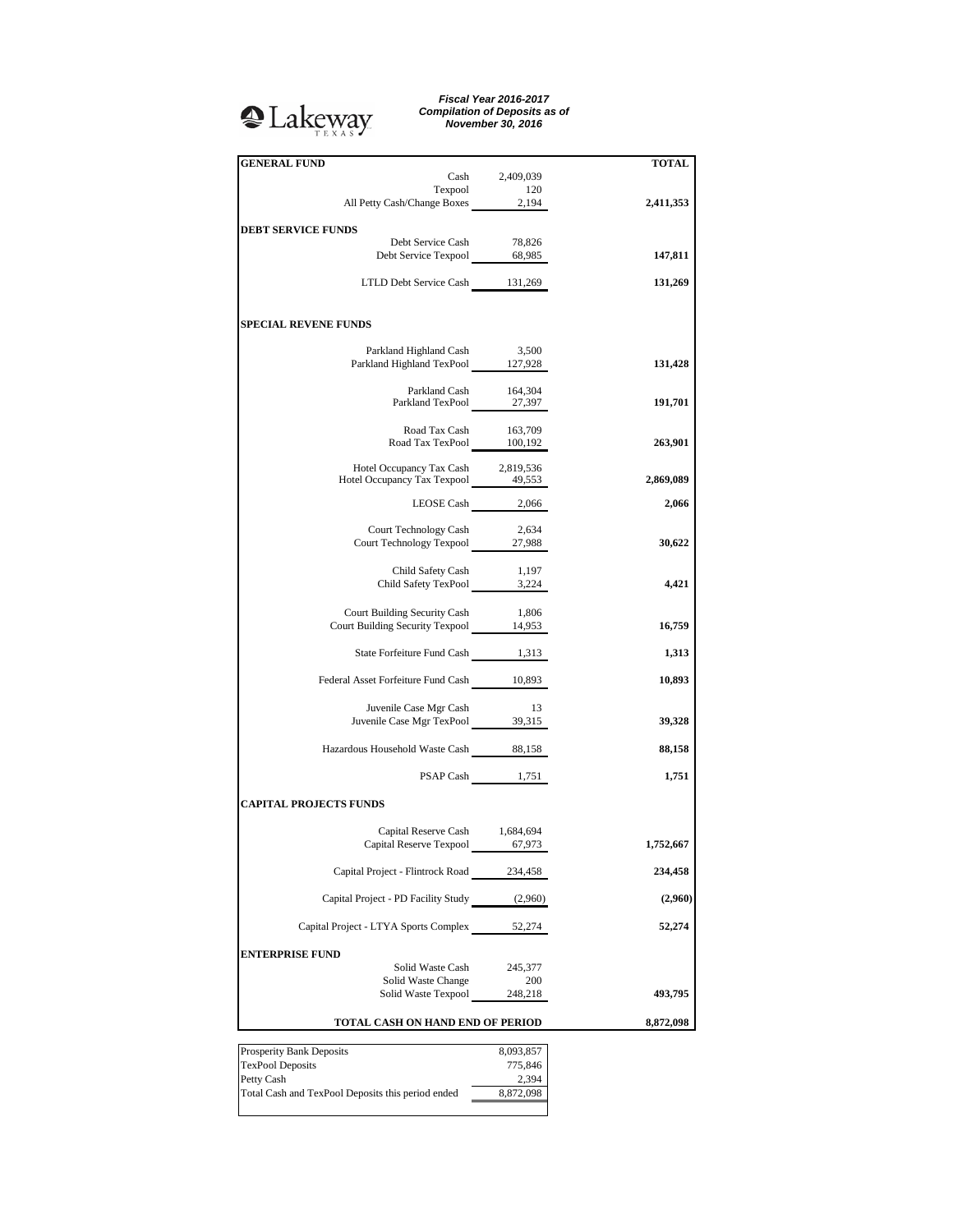Lakeway TEXAS

***Fiscal Year 2016-2017***
***Compilation of Deposits as of***
***November 30, 2016***

| | | **TOTAL** |
|---|---|---|
| **GENERAL FUND** | | |
| Cash | 2,409,039 | |
| Texpool | 120 | |
| All Petty Cash/Change Boxes | 2,194 | **2,411,353** |
| **DEBT SERVICE FUNDS** | | |
| Debt Service Cash | 78,826 | |
| Debt Service Texpool | 68,985 | **147,811** |
| LTLD Debt Service Cash | 131,269 | **131,269** |
| **SPECIAL REVENE FUNDS** | | |
| Parkland Highland Cash | 3,500 | |
| Parkland Highland TexPool | 127,928 | **131,428** |
| Parkland Cash | 164,304 | |
| Parkland TexPool | 27,397 | **191,701** |
| Road Tax Cash | 163,709 | |
| Road Tax TexPool | 100,192 | **263,901** |
| Hotel Occupancy Tax Cash | 2,819,536 | |
| Hotel Occupancy Tax Texpool | 49,553 | **2,869,089** |
| LEOSE Cash | 2,066 | **2,066** |
| Court Technology Cash | 2,634 | |
| Court Technology Texpool | 27,988 | **30,622** |
| Child Safety Cash | 1,197 | |
| Child Safety TexPool | 3,224 | **4,421** |
| Court Building Security Cash | 1,806 | |
| Court Building Security Texpool | 14,953 | **16,759** |
| State Forfeiture Fund Cash | 1,313 | **1,313** |
| Federal Asset Forfeiture Fund Cash | 10,893 | **10,893** |
| Juvenile Case Mgr Cash | 13 | |
| Juvenile Case Mgr TexPool | 39,315 | **39,328** |
| Hazardous Household Waste Cash | 88,158 | **88,158** |
| PSAP Cash | 1,751 | **1,751** |
| **CAPITAL PROJECTS FUNDS** | | |
| Capital Reserve Cash | 1,684,694 | |
| Capital Reserve Texpool | 67,973 | **1,752,667** |
| Capital Project - Flintrock Road | 234,458 | **234,458** |
| Capital Project - PD Facility Study | (2,960) | **(2,960)** |
| Capital Project - LTYA Sports Complex | 52,274 | **52,274** |
| **ENTERPRISE FUND** | | |
| Solid Waste Cash | 245,377 | |
| Solid Waste Change | 200 | |
| Solid Waste Texpool | 248,218 | **493,795** |
| **TOTAL CASH ON HAND END OF PERIOD** | | **8,872,098** |

| | |
|---|---|
| Prosperity Bank Deposits | 8,093,857 |
| TexPool Deposits | 775,846 |
| Petty Cash | 2,394 |
| Total Cash and TexPool Deposits this period ended | 8,872,098 |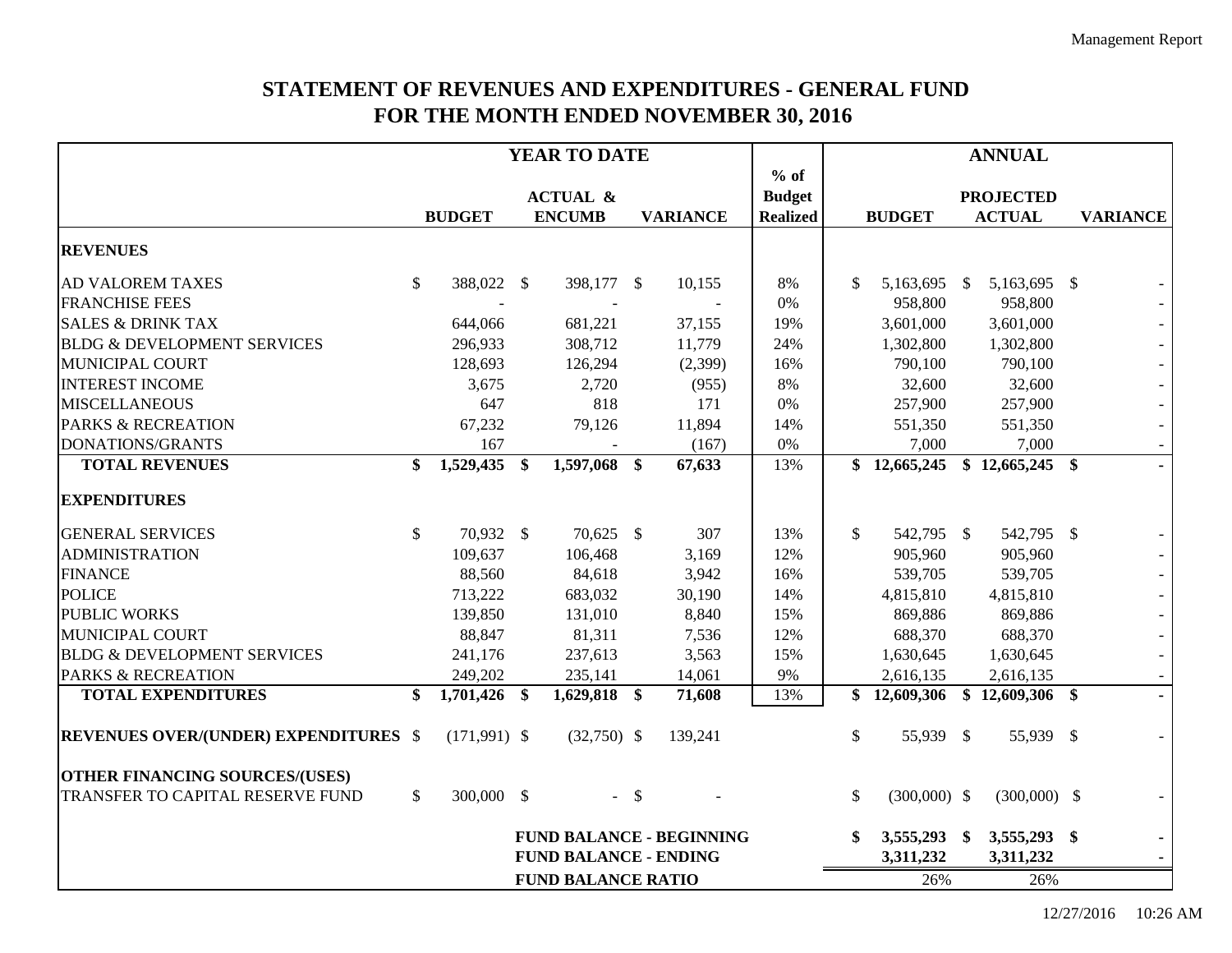# STATEMENT OF REVENUES AND EXPENDITURES - GENERAL FUND
# FOR THE MONTH ENDED NOVEMBER 30, 2016

| | YEAR TO DATE | | | | ANNUAL | | |
|---|---|---|---|---|---|---|---|
| | BUDGET | ACTUAL & ENCUMB | VARIANCE | % of Budget Realized | BUDGET | PROJECTED ACTUAL | VARIANCE |
| **REVENUES** | | | | | | | |
| AD VALOREM TAXES | $ 388,022 | $ 398,177 | $ 10,155 | 8% | $ 5,163,695 | $ 5,163,695 | $ - |
| FRANCHISE FEES | - | - | - | 0% | 958,800 | 958,800 | - |
| SALES & DRINK TAX | 644,066 | 681,221 | 37,155 | 19% | 3,601,000 | 3,601,000 | - |
| BLDG & DEVELOPMENT SERVICES | 296,933 | 308,712 | 11,779 | 24% | 1,302,800 | 1,302,800 | - |
| MUNICIPAL COURT | 128,693 | 126,294 | (2,399) | 16% | 790,100 | 790,100 | - |
| INTEREST INCOME | 3,675 | 2,720 | (955) | 8% | 32,600 | 32,600 | - |
| MISCELLANEOUS | 647 | 818 | 171 | 0% | 257,900 | 257,900 | - |
| PARKS & RECREATION | 67,232 | 79,126 | 11,894 | 14% | 551,350 | 551,350 | - |
| DONATIONS/GRANTS | 167 | - | (167) | 0% | 7,000 | 7,000 | - |
| **TOTAL REVENUES** | **$ 1,529,435** | **$ 1,597,068** | **$ 67,633** | 13% | **$ 12,665,245** | **$ 12,665,245** | **$ -** |
| **EXPENDITURES** | | | | | | | |
| GENERAL SERVICES | $ 70,932 | $ 70,625 | $ 307 | 13% | $ 542,795 | $ 542,795 | $ - |
| ADMINISTRATION | 109,637 | 106,468 | 3,169 | 12% | 905,960 | 905,960 | - |
| FINANCE | 88,560 | 84,618 | 3,942 | 16% | 539,705 | 539,705 | - |
| POLICE | 713,222 | 683,032 | 30,190 | 14% | 4,815,810 | 4,815,810 | - |
| PUBLIC WORKS | 139,850 | 131,010 | 8,840 | 15% | 869,886 | 869,886 | - |
| MUNICIPAL COURT | 88,847 | 81,311 | 7,536 | 12% | 688,370 | 688,370 | - |
| BLDG & DEVELOPMENT SERVICES | 241,176 | 237,613 | 3,563 | 15% | 1,630,645 | 1,630,645 | - |
| PARKS & RECREATION | 249,202 | 235,141 | 14,061 | 9% | 2,616,135 | 2,616,135 | - |
| **TOTAL EXPENDITURES** | **$ 1,701,426** | **$ 1,629,818** | **$ 71,608** | 13% | **$ 12,609,306** | **$ 12,609,306** | **$ -** |
| **REVENUES OVER/(UNDER) EXPENDITURES** | $ (171,991) | $ (32,750) | $ 139,241 | | $ 55,939 | $ 55,939 | $ - |
| **OTHER FINANCING SOURCES/(USES)** | | | | | | | |
| TRANSFER TO CAPITAL RESERVE FUND | $ 300,000 | $ - | $ - | | $ (300,000) | $ (300,000) | $ - |
| | | **FUND BALANCE - BEGINNING** | | | **$ 3,555,293** | **$ 3,555,293** | **$ -** |
| | | **FUND BALANCE - ENDING** | | | **3,311,232** | **3,311,232** | **-** |
| | | **FUND BALANCE RATIO** | | | 26% | 26% | |